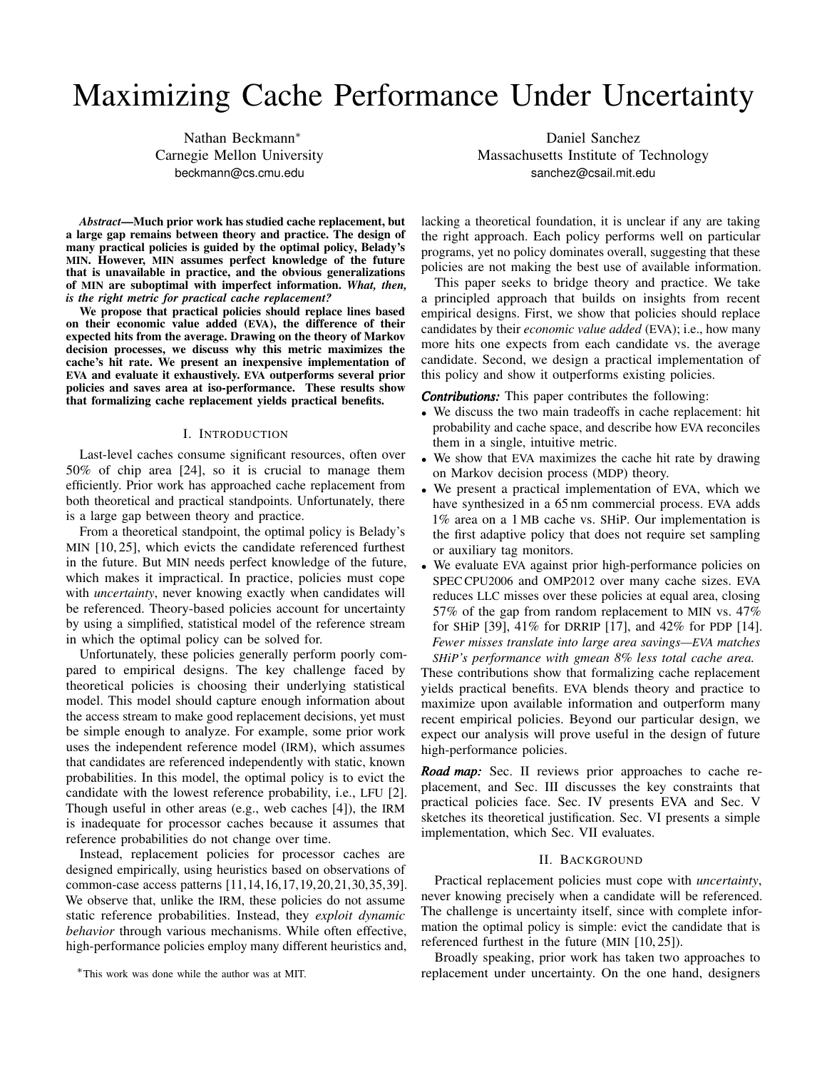# Maximizing Cache Performance Under Uncertainty

Nathan Beckmann*
Carnegie Mellon University
beckmann@cs.cmu.edu

Daniel Sanchez
Massachusetts Institute of Technology
sanchez@csail.mit.edu

***Abstract*—Much prior work has studied cache replacement, but a large gap remains between theory and practice. The design of many practical policies is guided by the optimal policy, Belady's MIN. However, MIN assumes perfect knowledge of the future that is unavailable in practice, and the obvious generalizations of MIN are suboptimal with imperfect information. *What, then, is the right metric for practical cache replacement?***

**We propose that practical policies should replace lines based on their economic value added (EVA), the difference of their expected hits from the average. Drawing on the theory of Markov decision processes, we discuss why this metric maximizes the cache's hit rate. We present an inexpensive implementation of EVA and evaluate it exhaustively. EVA outperforms several prior policies and saves area at iso-performance. These results show that formalizing cache replacement yields practical benefits.**

## I. Introduction

Last-level caches consume significant resources, often over 50% of chip area [24], so it is crucial to manage them efficiently. Prior work has approached cache replacement from both theoretical and practical standpoints. Unfortunately, there is a large gap between theory and practice.

From a theoretical standpoint, the optimal policy is Belady's MIN [10, 25], which evicts the candidate referenced furthest in the future. But MIN needs perfect knowledge of the future, which makes it impractical. In practice, policies must cope with *uncertainty*, never knowing exactly when candidates will be referenced. Theory-based policies account for uncertainty by using a simplified, statistical model of the reference stream in which the optimal policy can be solved for.

Unfortunately, these policies generally perform poorly compared to empirical designs. The key challenge faced by theoretical policies is choosing their underlying statistical model. This model should capture enough information about the access stream to make good replacement decisions, yet must be simple enough to analyze. For example, some prior work uses the independent reference model (IRM), which assumes that candidates are referenced independently with static, known probabilities. In this model, the optimal policy is to evict the candidate with the lowest reference probability, i.e., LFU [2]. Though useful in other areas (e.g., web caches [4]), the IRM is inadequate for processor caches because it assumes that reference probabilities do not change over time.

Instead, replacement policies for processor caches are designed empirically, using heuristics based on observations of common-case access patterns [11, 14, 16, 17, 19, 20, 21, 30, 35, 39]. We observe that, unlike the IRM, these policies do not assume static reference probabilities. Instead, they *exploit dynamic behavior* through various mechanisms. While often effective, high-performance policies employ many different heuristics and, lacking a theoretical foundation, it is unclear if any are taking the right approach. Each policy performs well on particular programs, yet no policy dominates overall, suggesting that these policies are not making the best use of available information.

This paper seeks to bridge theory and practice. We take a principled approach that builds on insights from recent empirical designs. First, we show that policies should replace candidates by their *economic value added* (EVA); i.e., how many more hits one expects from each candidate vs. the average candidate. Second, we design a practical implementation of this policy and show it outperforms existing policies.

***Contributions:*** This paper contributes the following:

- We discuss the two main tradeoffs in cache replacement: hit probability and cache space, and describe how EVA reconciles them in a single, intuitive metric.
- We show that EVA maximizes the cache hit rate by drawing on Markov decision process (MDP) theory.
- We present a practical implementation of EVA, which we have synthesized in a 65 nm commercial process. EVA adds 1% area on a 1 MB cache vs. SHiP. Our implementation is the first adaptive policy that does not require set sampling or auxiliary tag monitors.
- We evaluate EVA against prior high-performance policies on SPEC CPU2006 and OMP2012 over many cache sizes. EVA reduces LLC misses over these policies at equal area, closing 57% of the gap from random replacement to MIN vs. 47% for SHiP [39], 41% for DRRIP [17], and 42% for PDP [14]. *Fewer misses translate into large area savings—EVA matches SHiP's performance with gmean 8% less total cache area.*

These contributions show that formalizing cache replacement yields practical benefits. EVA blends theory and practice to maximize upon available information and outperform many recent empirical policies. Beyond our particular design, we expect our analysis will prove useful in the design of future high-performance policies.

***Road map:*** Sec. II reviews prior approaches to cache replacement, and Sec. III discusses the key constraints that practical policies face. Sec. IV presents EVA and Sec. V sketches its theoretical justification. Sec. VI presents a simple implementation, which Sec. VII evaluates.

## II. Background

Practical replacement policies must cope with *uncertainty*, never knowing precisely when a candidate will be referenced. The challenge is uncertainty itself, since with complete information the optimal policy is simple: evict the candidate that is referenced furthest in the future (MIN [10, 25]).

Broadly speaking, prior work has taken two approaches to replacement under uncertainty. On the one hand, designers

*This work was done while the author was at MIT.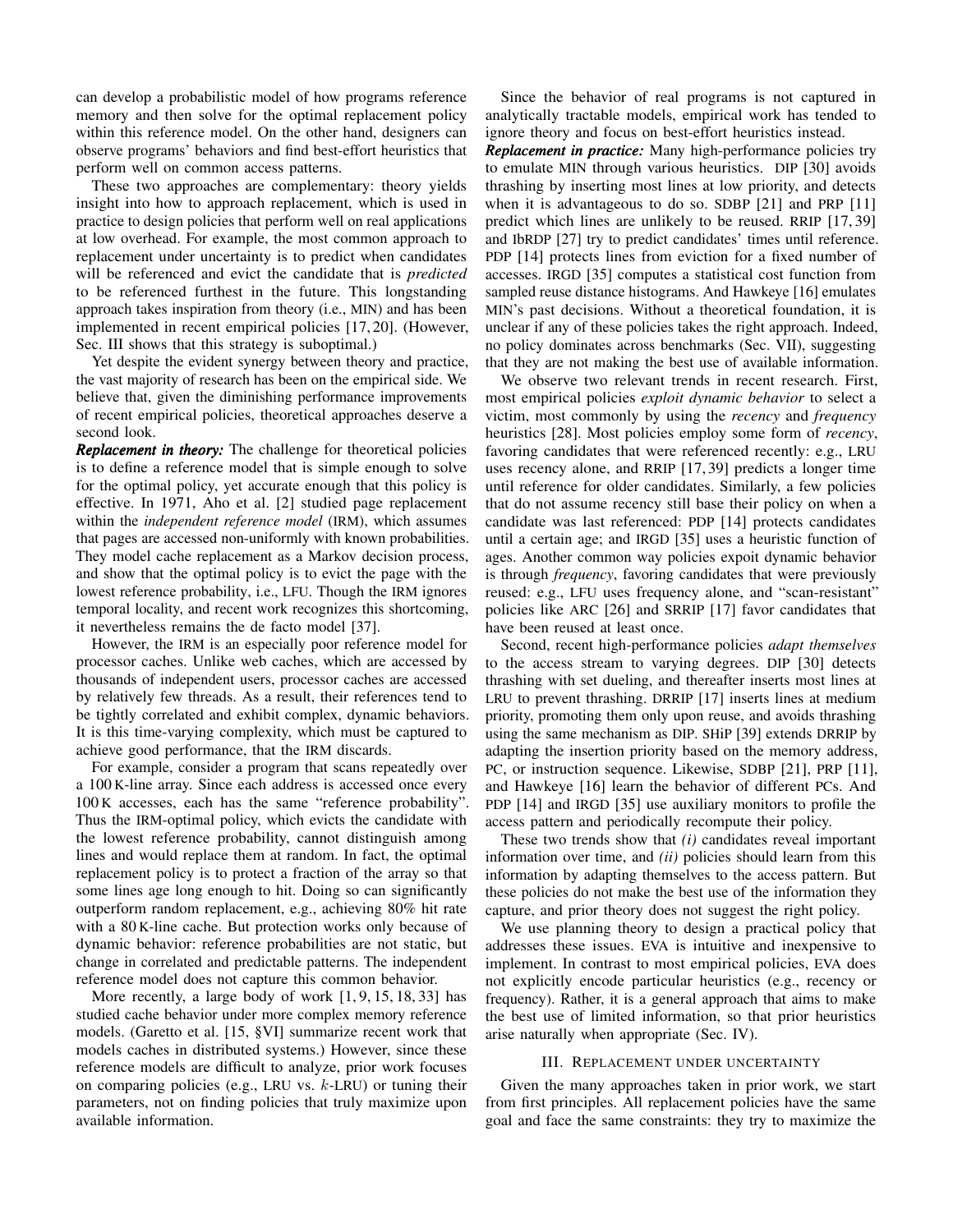can develop a probabilistic model of how programs reference memory and then solve for the optimal replacement policy within this reference model. On the other hand, designers can observe programs' behaviors and find best-effort heuristics that perform well on common access patterns.

These two approaches are complementary: theory yields insight into how to approach replacement, which is used in practice to design policies that perform well on real applications at low overhead. For example, the most common approach to replacement under uncertainty is to predict when candidates will be referenced and evict the candidate that is *predicted* to be referenced furthest in the future. This longstanding approach takes inspiration from theory (i.e., MIN) and has been implemented in recent empirical policies [17, 20]. (However, Sec. III shows that this strategy is suboptimal.)

Yet despite the evident synergy between theory and practice, the vast majority of research has been on the empirical side. We believe that, given the diminishing performance improvements of recent empirical policies, theoretical approaches deserve a second look.

***Replacement in theory:*** The challenge for theoretical policies is to define a reference model that is simple enough to solve for the optimal policy, yet accurate enough that this policy is effective. In 1971, Aho et al. [2] studied page replacement within the *independent reference model* (IRM), which assumes that pages are accessed non-uniformly with known probabilities. They model cache replacement as a Markov decision process, and show that the optimal policy is to evict the page with the lowest reference probability, i.e., LFU. Though the IRM ignores temporal locality, and recent work recognizes this shortcoming, it nevertheless remains the de facto model [37].

However, the IRM is an especially poor reference model for processor caches. Unlike web caches, which are accessed by thousands of independent users, processor caches are accessed by relatively few threads. As a result, their references tend to be tightly correlated and exhibit complex, dynamic behaviors. It is this time-varying complexity, which must be captured to achieve good performance, that the IRM discards.

For example, consider a program that scans repeatedly over a 100 K-line array. Since each address is accessed once every 100 K accesses, each has the same "reference probability". Thus the IRM-optimal policy, which evicts the candidate with the lowest reference probability, cannot distinguish among lines and would replace them at random. In fact, the optimal replacement policy is to protect a fraction of the array so that some lines age long enough to hit. Doing so can significantly outperform random replacement, e.g., achieving 80% hit rate with a 80 K-line cache. But protection works only because of dynamic behavior: reference probabilities are not static, but change in correlated and predictable patterns. The independent reference model does not capture this common behavior.

More recently, a large body of work [1, 9, 15, 18, 33] has studied cache behavior under more complex memory reference models. (Garetto et al. [15, §VI] summarize recent work that models caches in distributed systems.) However, since these reference models are difficult to analyze, prior work focuses on comparing policies (e.g., LRU vs. $k$-LRU) or tuning their parameters, not on finding policies that truly maximize upon available information.

Since the behavior of real programs is not captured in analytically tractable models, empirical work has tended to ignore theory and focus on best-effort heuristics instead.

***Replacement in practice:*** Many high-performance policies try to emulate MIN through various heuristics. DIP [30] avoids thrashing by inserting most lines at low priority, and detects when it is advantageous to do so. SDBP [21] and PRP [11] predict which lines are unlikely to be reused. RRIP [17, 39] and IbRDP [27] try to predict candidates' times until reference. PDP [14] protects lines from eviction for a fixed number of accesses. IRGD [35] computes a statistical cost function from sampled reuse distance histograms. And Hawkeye [16] emulates MIN's past decisions. Without a theoretical foundation, it is unclear if any of these policies takes the right approach. Indeed, no policy dominates across benchmarks (Sec. VII), suggesting that they are not making the best use of available information.

We observe two relevant trends in recent research. First, most empirical policies *exploit dynamic behavior* to select a victim, most commonly by using the *recency* and *frequency* heuristics [28]. Most policies employ some form of *recency*, favoring candidates that were referenced recently: e.g., LRU uses recency alone, and RRIP [17, 39] predicts a longer time until reference for older candidates. Similarly, a few policies that do not assume recency still base their policy on when a candidate was last referenced: PDP [14] protects candidates until a certain age; and IRGD [35] uses a heuristic function of ages. Another common way policies expoit dynamic behavior is through *frequency*, favoring candidates that were previously reused: e.g., LFU uses frequency alone, and "scan-resistant" policies like ARC [26] and SRRIP [17] favor candidates that have been reused at least once.

Second, recent high-performance policies *adapt themselves* to the access stream to varying degrees. DIP [30] detects thrashing with set dueling, and thereafter inserts most lines at LRU to prevent thrashing. DRRIP [17] inserts lines at medium priority, promoting them only upon reuse, and avoids thrashing using the same mechanism as DIP. SHiP [39] extends DRRIP by adapting the insertion priority based on the memory address, PC, or instruction sequence. Likewise, SDBP [21], PRP [11], and Hawkeye [16] learn the behavior of different PCs. And PDP [14] and IRGD [35] use auxiliary monitors to profile the access pattern and periodically recompute their policy.

These two trends show that *(i)* candidates reveal important information over time, and *(ii)* policies should learn from this information by adapting themselves to the access pattern. But these policies do not make the best use of the information they capture, and prior theory does not suggest the right policy.

We use planning theory to design a practical policy that addresses these issues. EVA is intuitive and inexpensive to implement. In contrast to most empirical policies, EVA does not explicitly encode particular heuristics (e.g., recency or frequency). Rather, it is a general approach that aims to make the best use of limited information, so that prior heuristics arise naturally when appropriate (Sec. IV).

## III. Replacement under uncertainty

Given the many approaches taken in prior work, we start from first principles. All replacement policies have the same goal and face the same constraints: they try to maximize the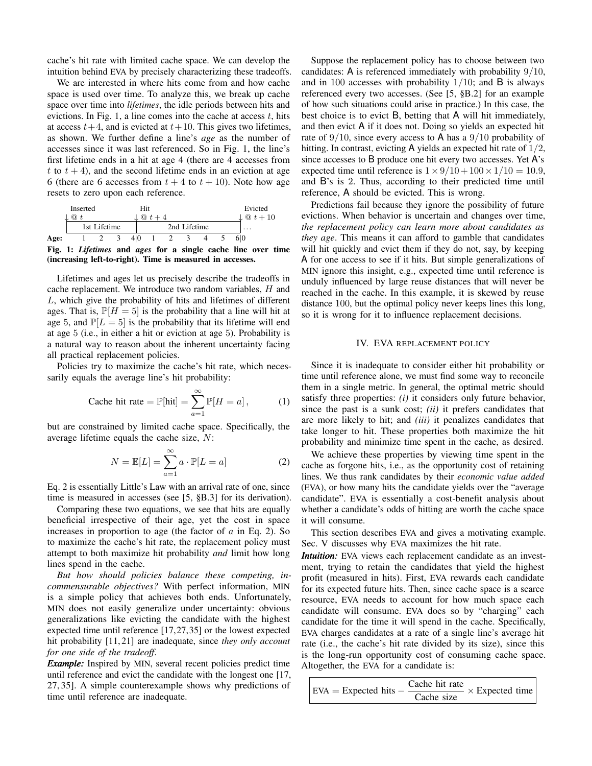cache's hit rate with limited cache space. We can develop the intuition behind EVA by precisely characterizing these tradeoffs.

We are interested in where hits come from and how cache space is used over time. To analyze this, we break up cache space over time into *lifetimes*, the idle periods between hits and evictions. In Fig. 1, a line comes into the cache at access $t$, hits at access $t+4$, and is evicted at $t+10$. This gives two lifetimes, as shown. We further define a line's *age* as the number of accesses since it was last referenced. So in Fig. 1, the line's first lifetime ends in a hit at age 4 (there are 4 accesses from $t$ to $t+4$), and the second lifetime ends in an eviction at age 6 (there are 6 accesses from $t+4$ to $t+10$). Note how age resets to zero upon each reference.

| | Inserted ↓ @ $t$ | | | Hit ↓ @ $t+4$ | | | | | Evicted ↓ @ $t+10$ |
|---|---|---|---|---|---|---|---|---|---|
| | 1st Lifetime | | | 2nd Lifetime | | | | | … |
| **Age:** | 1 | 2 | 3 | 4\|0 | 1 | 2 | 3 | 4 | 5 | 6\|0 |

**Fig. 1: *Lifetimes* and *ages* for a single cache line over time (increasing left-to-right). Time is measured in accesses.**

Lifetimes and ages let us precisely describe the tradeoffs in cache replacement. We introduce two random variables, $H$ and $L$, which give the probability of hits and lifetimes of different ages. That is, $\mathbb{P}[H=5]$ is the probability that a line will hit at age 5, and $\mathbb{P}[L=5]$ is the probability that its lifetime will end at age 5 (i.e., in either a hit or eviction at age 5). Probability is a natural way to reason about the inherent uncertainty facing all practical replacement policies.

Policies try to maximize the cache's hit rate, which necessarily equals the average line's hit probability:

$$\text{Cache hit rate} = \mathbb{P}[\text{hit}] = \sum_{a=1}^{\infty} \mathbb{P}[H=a]\,, \tag{1}$$

but are constrained by limited cache space. Specifically, the average lifetime equals the cache size, $N$:

$$N = \mathbb{E}[L] = \sum_{a=1}^{\infty} a \cdot \mathbb{P}[L=a] \tag{2}$$

Eq. 2 is essentially Little's Law with an arrival rate of one, since time is measured in accesses (see [5, §B.3] for its derivation).

Comparing these two equations, we see that hits are equally beneficial irrespective of their age, yet the cost in space increases in proportion to age (the factor of $a$ in Eq. 2). So to maximize the cache's hit rate, the replacement policy must attempt to both maximize hit probability *and* limit how long lines spend in the cache.

*But how should policies balance these competing, incommensurable objectives?* With perfect information, MIN is a simple policy that achieves both ends. Unfortunately, MIN does not easily generalize under uncertainty: obvious generalizations like evicting the candidate with the highest expected time until reference [17,27,35] or the lowest expected hit probability [11,21] are inadequate, since *they only account for one side of the tradeoff*.

***Example:*** Inspired by MIN, several recent policies predict time until reference and evict the candidate with the longest one [17, 27, 35]. A simple counterexample shows why predictions of time until reference are inadequate.

Suppose the replacement policy has to choose between two candidates: A is referenced immediately with probability $9/10$, and in 100 accesses with probability $1/10$; and B is always referenced every two accesses. (See [5, §B.2] for an example of how such situations could arise in practice.) In this case, the best choice is to evict B, betting that A will hit immediately, and then evict A if it does not. Doing so yields an expected hit rate of $9/10$, since every access to A has a $9/10$ probability of hitting. In contrast, evicting A yields an expected hit rate of $1/2$, since accesses to B produce one hit every two accesses. Yet A's expected time until reference is $1 \times 9/10 + 100 \times 1/10 = 10.9$, and B's is 2. Thus, according to their predicted time until reference, A should be evicted. This is wrong.

Predictions fail because they ignore the possibility of future evictions. When behavior is uncertain and changes over time, *the replacement policy can learn more about candidates as they age*. This means it can afford to gamble that candidates will hit quickly and evict them if they do not, say, by keeping A for one access to see if it hits. But simple generalizations of MIN ignore this insight, e.g., expected time until reference is unduly influenced by large reuse distances that will never be reached in the cache. In this example, it is skewed by reuse distance 100, but the optimal policy never keeps lines this long, so it is wrong for it to influence replacement decisions.

## IV. EVA REPLACEMENT POLICY

Since it is inadequate to consider either hit probability or time until reference alone, we must find some way to reconcile them in a single metric. In general, the optimal metric should satisfy three properties: *(i)* it considers only future behavior, since the past is a sunk cost; *(ii)* it prefers candidates that are more likely to hit; and *(iii)* it penalizes candidates that take longer to hit. These properties both maximize the hit probability and minimize time spent in the cache, as desired.

We achieve these properties by viewing time spent in the cache as forgone hits, i.e., as the opportunity cost of retaining lines. We thus rank candidates by their *economic value added* (EVA), or how many hits the candidate yields over the "average candidate". EVA is essentially a cost-benefit analysis about whether a candidate's odds of hitting are worth the cache space it will consume.

This section describes EVA and gives a motivating example. Sec. V discusses why EVA maximizes the hit rate.

***Intuition:*** EVA views each replacement candidate as an investment, trying to retain the candidates that yield the highest profit (measured in hits). First, EVA rewards each candidate for its expected future hits. Then, since cache space is a scarce resource, EVA needs to account for how much space each candidate will consume. EVA does so by "charging" each candidate for the time it will spend in the cache. Specifically, EVA charges candidates at a rate of a single line's average hit rate (i.e., the cache's hit rate divided by its size), since this is the long-run opportunity cost of consuming cache space. Altogether, the EVA for a candidate is:

$$\text{EVA} = \text{Expected hits} - \frac{\text{Cache hit rate}}{\text{Cache size}} \times \text{Expected time}$$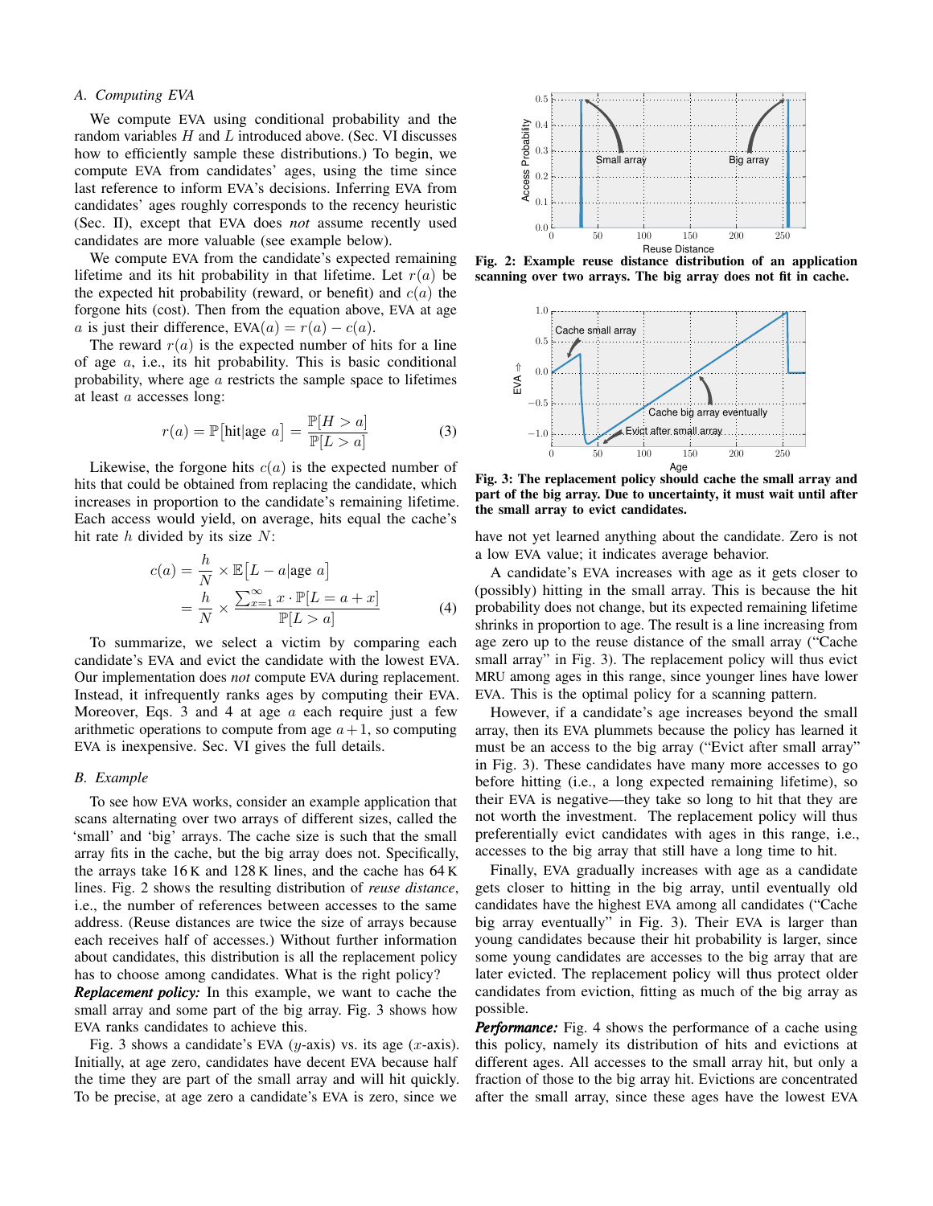### A. Computing EVA

We compute EVA using conditional probability and the random variables $H$ and $L$ introduced above. (Sec. VI discusses how to efficiently sample these distributions.) To begin, we compute EVA from candidates' ages, using the time since last reference to inform EVA's decisions. Inferring EVA from candidates' ages roughly corresponds to the recency heuristic (Sec. II), except that EVA does *not* assume recently used candidates are more valuable (see example below).

We compute EVA from the candidate's expected remaining lifetime and its hit probability in that lifetime. Let $r(a)$ be the expected hit probability (reward, or benefit) and $c(a)$ the forgone hits (cost). Then from the equation above, EVA at age $a$ is just their difference, $\text{EVA}(a) = r(a) - c(a)$.

The reward $r(a)$ is the expected number of hits for a line of age $a$, i.e., its hit probability. This is basic conditional probability, where age $a$ restricts the sample space to lifetimes at least $a$ accesses long:

$$r(a) = \mathbb{P}[\text{hit}|\text{age } a] = \frac{\mathbb{P}[H > a]}{\mathbb{P}[L > a]} \tag{3}$$

Likewise, the forgone hits $c(a)$ is the expected number of hits that could be obtained from replacing the candidate, which increases in proportion to the candidate's remaining lifetime. Each access would yield, on average, hits equal the cache's hit rate $h$ divided by its size $N$:

$$\begin{aligned} c(a) &= \frac{h}{N} \times \mathbb{E}[L - a|\text{age } a] \\ &= \frac{h}{N} \times \frac{\sum_{x=1}^{\infty} x \cdot \mathbb{P}[L = a + x]}{\mathbb{P}[L > a]} \end{aligned} \tag{4}$$

To summarize, we select a victim by comparing each candidate's EVA and evict the candidate with the lowest EVA. Our implementation does *not* compute EVA during replacement. Instead, it infrequently ranks ages by computing their EVA. Moreover, Eqs. 3 and 4 at age $a$ each require just a few arithmetic operations to compute from age $a+1$, so computing EVA is inexpensive. Sec. VI gives the full details.

### B. Example

To see how EVA works, consider an example application that scans alternating over two arrays of different sizes, called the 'small' and 'big' arrays. The cache size is such that the small array fits in the cache, but the big array does not. Specifically, the arrays take 16 K and 128 K lines, and the cache has 64 K lines. Fig. 2 shows the resulting distribution of *reuse distance*, i.e., the number of references between accesses to the same address. (Reuse distances are twice the size of arrays because each receives half of accesses.) Without further information about candidates, this distribution is all the replacement policy has to choose among candidates. What is the right policy?

***Replacement policy:*** In this example, we want to cache the small array and some part of the big array. Fig. 3 shows how EVA ranks candidates to achieve this.

Fig. 3 shows a candidate's EVA ($y$-axis) vs. its age ($x$-axis). Initially, at age zero, candidates have decent EVA because half the time they are part of the small array and will hit quickly. To be precise, at age zero a candidate's EVA is zero, since we have not yet learned anything about the candidate. Zero is not a low EVA value; it indicates average behavior.

**Fig. 2: Example reuse distance distribution of an application scanning over two arrays. The big array does not fit in cache.**

**Fig. 3: The replacement policy should cache the small array and part of the big array. Due to uncertainty, it must wait until after the small array to evict candidates.**

A candidate's EVA increases with age as it gets closer to (possibly) hitting in the small array. This is because the hit probability does not change, but its expected remaining lifetime shrinks in proportion to age. The result is a line increasing from age zero up to the reuse distance of the small array ("Cache small array" in Fig. 3). The replacement policy will thus evict MRU among ages in this range, since younger lines have lower EVA. This is the optimal policy for a scanning pattern.

However, if a candidate's age increases beyond the small array, then its EVA plummets because the policy has learned it must be an access to the big array ("Evict after small array" in Fig. 3). These candidates have many more accesses to go before hitting (i.e., a long expected remaining lifetime), so their EVA is negative—they take so long to hit that they are not worth the investment. The replacement policy will thus preferentially evict candidates with ages in this range, i.e., accesses to the big array that still have a long time to hit.

Finally, EVA gradually increases with age as a candidate gets closer to hitting in the big array, until eventually old candidates have the highest EVA among all candidates ("Cache big array eventually" in Fig. 3). Their EVA is larger than young candidates because their hit probability is larger, since some young candidates are accesses to the big array that are later evicted. The replacement policy will thus protect older candidates from eviction, fitting as much of the big array as possible.

***Performance:*** Fig. 4 shows the performance of a cache using this policy, namely its distribution of hits and evictions at different ages. All accesses to the small array hit, but only a fraction of those to the big array hit. Evictions are concentrated after the small array, since these ages have the lowest EVA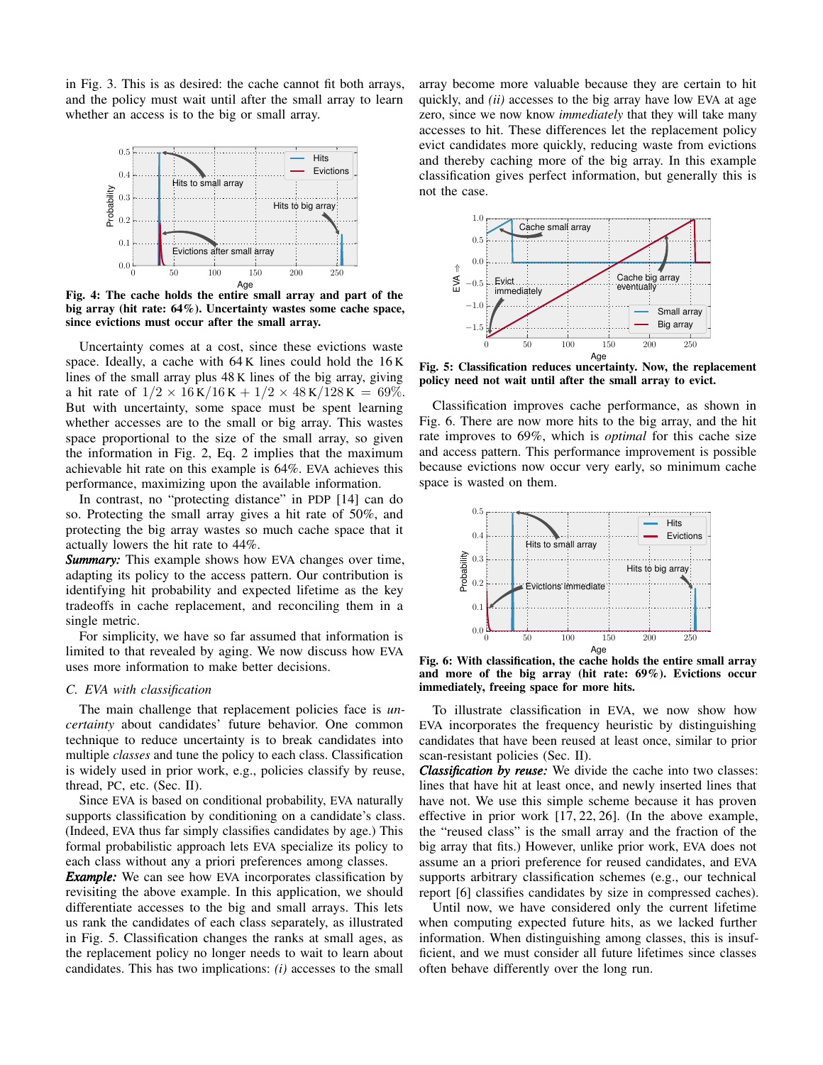in Fig. 3. This is as desired: the cache cannot fit both arrays, and the policy must wait until after the small array to learn whether an access is to the big or small array.

**Fig. 4: The cache holds the entire small array and part of the big array (hit rate: 64%). Uncertainty wastes some cache space, since evictions must occur after the small array.**

Uncertainty comes at a cost, since these evictions waste space. Ideally, a cache with 64 K lines could hold the 16 K lines of the small array plus 48 K lines of the big array, giving a hit rate of $1/2 \times 16\,\text{K}/16\,\text{K} + 1/2 \times 48\,\text{K}/128\,\text{K} = 69\%$. But with uncertainty, some space must be spent learning whether accesses are to the small or big array. This wastes space proportional to the size of the small array, so given the information in Fig. 2, Eq. 2 implies that the maximum achievable hit rate on this example is 64%. EVA achieves this performance, maximizing upon the available information.

In contrast, no "protecting distance" in PDP [14] can do so. Protecting the small array gives a hit rate of 50%, and protecting the big array wastes so much cache space that it actually lowers the hit rate to 44%.

***Summary:*** This example shows how EVA changes over time, adapting its policy to the access pattern. Our contribution is identifying hit probability and expected lifetime as the key tradeoffs in cache replacement, and reconciling them in a single metric.

For simplicity, we have so far assumed that information is limited to that revealed by aging. We now discuss how EVA uses more information to make better decisions.

### C. EVA with classification

The main challenge that replacement policies face is *uncertainty* about candidates' future behavior. One common technique to reduce uncertainty is to break candidates into multiple *classes* and tune the policy to each class. Classification is widely used in prior work, e.g., policies classify by reuse, thread, PC, etc. (Sec. II).

Since EVA is based on conditional probability, EVA naturally supports classification by conditioning on a candidate's class. (Indeed, EVA thus far simply classifies candidates by age.) This formal probabilistic approach lets EVA specialize its policy to each class without any a priori preferences among classes.

***Example:*** We can see how EVA incorporates classification by revisiting the above example. In this application, we should differentiate accesses to the big and small arrays. This lets us rank the candidates of each class separately, as illustrated in Fig. 5. Classification changes the ranks at small ages, as the replacement policy no longer needs to wait to learn about candidates. This has two implications: *(i)* accesses to the small array become more valuable because they are certain to hit quickly, and *(ii)* accesses to the big array have low EVA at age zero, since we now know *immediately* that they will take many accesses to hit. These differences let the replacement policy evict candidates more quickly, reducing waste from evictions and thereby caching more of the big array. In this example classification gives perfect information, but generally this is not the case.

**Fig. 5: Classification reduces uncertainty. Now, the replacement policy need not wait until after the small array to evict.**

Classification improves cache performance, as shown in Fig. 6. There are now more hits to the big array, and the hit rate improves to 69%, which is *optimal* for this cache size and access pattern. This performance improvement is possible because evictions now occur very early, so minimum cache space is wasted on them.

**Fig. 6: With classification, the cache holds the entire small array and more of the big array (hit rate: 69%). Evictions occur immediately, freeing space for more hits.**

To illustrate classification in EVA, we now show how EVA incorporates the frequency heuristic by distinguishing candidates that have been reused at least once, similar to prior scan-resistant policies (Sec. II).

***Classification by reuse:*** We divide the cache into two classes: lines that have hit at least once, and newly inserted lines that have not. We use this simple scheme because it has proven effective in prior work [17, 22, 26]. (In the above example, the "reused class" is the small array and the fraction of the big array that fits.) However, unlike prior work, EVA does not assume an a priori preference for reused candidates, and EVA supports arbitrary classification schemes (e.g., our technical report [6] classifies candidates by size in compressed caches).

Until now, we have considered only the current lifetime when computing expected future hits, as we lacked further information. When distinguishing among classes, this is insufficient, and we must consider all future lifetimes since classes often behave differently over the long run.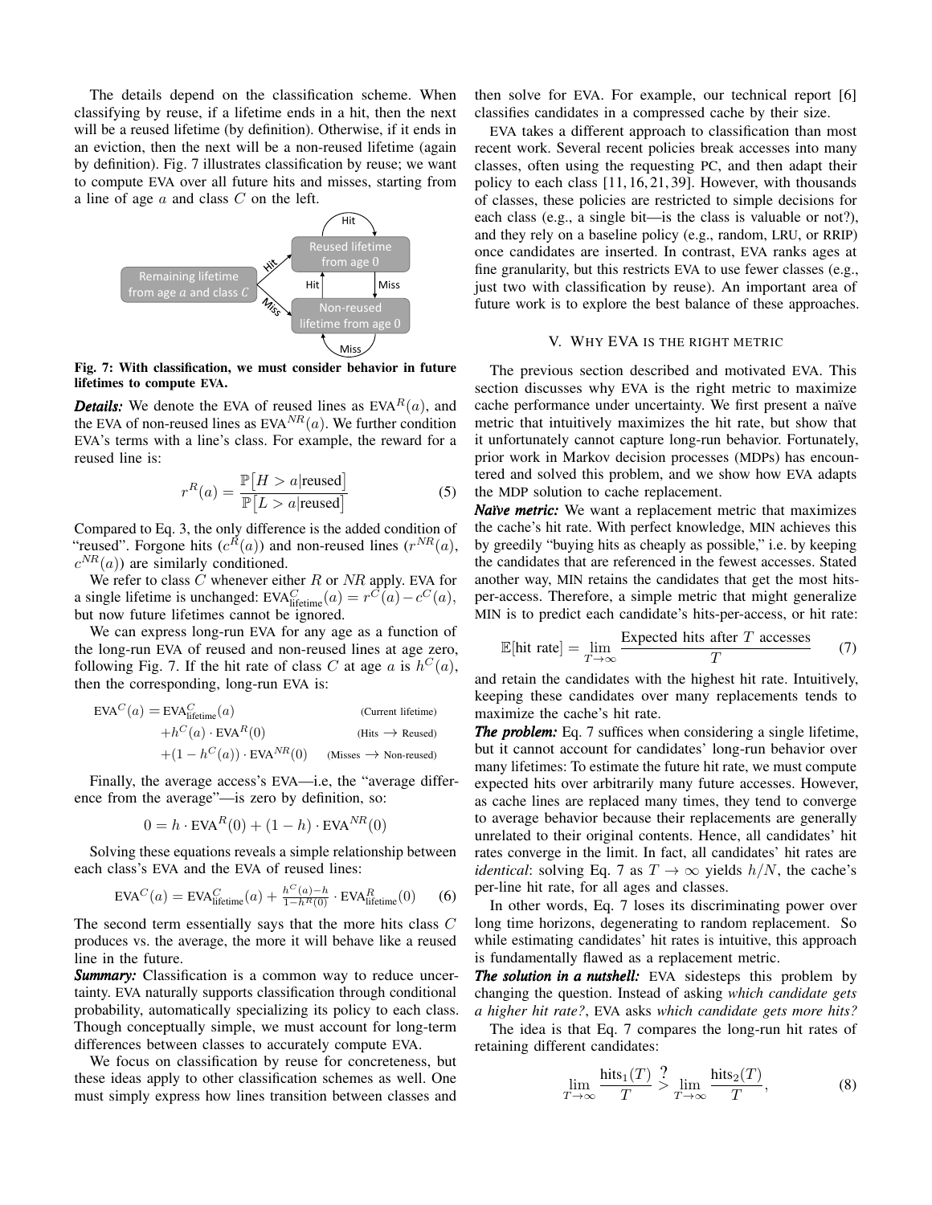The details depend on the classification scheme. When classifying by reuse, if a lifetime ends in a hit, then the next will be a reused lifetime (by definition). Otherwise, if it ends in an eviction, then the next will be a non-reused lifetime (again by definition). Fig. 7 illustrates classification by reuse; we want to compute EVA over all future hits and misses, starting from a line of age $a$ and class $C$ on the left.

**Fig. 7: With classification, we must consider behavior in future lifetimes to compute EVA.**

***Details:*** We denote the EVA of reused lines as $\text{EVA}^R(a)$, and the EVA of non-reused lines as $\text{EVA}^{NR}(a)$. We further condition EVA's terms with a line's class. For example, the reward for a reused line is:

$$r^R(a) = \frac{\mathbb{P}\big[H > a | \text{reused}\big]}{\mathbb{P}\big[L > a | \text{reused}\big]} \tag{5}$$

Compared to Eq. 3, the only difference is the added condition of "reused". Forgone hits ($c^R(a)$) and non-reused lines ($r^{NR}(a)$, $c^{NR}(a)$) are similarly conditioned.

We refer to class $C$ whenever either $R$ or $NR$ apply. EVA for a single lifetime is unchanged: $\text{EVA}^C_{\text{lifetime}}(a) = r^C(a) - c^C(a)$, but now future lifetimes cannot be ignored.

We can express long-run EVA for any age as a function of the long-run EVA of reused and non-reused lines at age zero, following Fig. 7. If the hit rate of class $C$ at age $a$ is $h^C(a)$, then the corresponding, long-run EVA is:

$$\begin{aligned} \text{EVA}^C(a) = & \ \text{EVA}^C_{\text{lifetime}}(a) & \text{(Current lifetime)} \\ & + h^C(a) \cdot \text{EVA}^R(0) & \text{(Hits} \rightarrow \text{Reused)} \\ & + (1 - h^C(a)) \cdot \text{EVA}^{NR}(0) & \text{(Misses} \rightarrow \text{Non-reused)} \end{aligned}$$

Finally, the average access's EVA—i.e, the "average difference from the average"—is zero by definition, so:

$$0 = h \cdot \text{EVA}^R(0) + (1 - h) \cdot \text{EVA}^{NR}(0)$$

Solving these equations reveals a simple relationship between each class's EVA and the EVA of reused lines:

$$\text{EVA}^C(a) = \text{EVA}^C_{\text{lifetime}}(a) + \tfrac{h^C(a) - h}{1 - h^R(0)} \cdot \text{EVA}^R_{\text{lifetime}}(0) \tag{6}$$

The second term essentially says that the more hits class $C$ produces vs. the average, the more it will behave like a reused line in the future.

***Summary:*** Classification is a common way to reduce uncertainty. EVA naturally supports classification through conditional probability, automatically specializing its policy to each class. Though conceptually simple, we must account for long-term differences between classes to accurately compute EVA.

We focus on classification by reuse for concreteness, but these ideas apply to other classification schemes as well. One must simply express how lines transition between classes and then solve for EVA. For example, our technical report [6] classifies candidates in a compressed cache by their size.

EVA takes a different approach to classification than most recent work. Several recent policies break accesses into many classes, often using the requesting PC, and then adapt their policy to each class [11, 16, 21, 39]. However, with thousands of classes, these policies are restricted to simple decisions for each class (e.g., a single bit—is the class is valuable or not?), and they rely on a baseline policy (e.g., random, LRU, or RRIP) once candidates are inserted. In contrast, EVA ranks ages at fine granularity, but this restricts EVA to use fewer classes (e.g., just two with classification by reuse). An important area of future work is to explore the best balance of these approaches.

## V. Why EVA is the right metric

The previous section described and motivated EVA. This section discusses why EVA is the right metric to maximize cache performance under uncertainty. We first present a naïve metric that intuitively maximizes the hit rate, but show that it unfortunately cannot capture long-run behavior. Fortunately, prior work in Markov decision processes (MDPs) has encountered and solved this problem, and we show how EVA adapts the MDP solution to cache replacement.

***Naïve metric:*** We want a replacement metric that maximizes the cache's hit rate. With perfect knowledge, MIN achieves this by greedily "buying hits as cheaply as possible," i.e. by keeping the candidates that are referenced in the fewest accesses. Stated another way, MIN retains the candidates that get the most hits-per-access. Therefore, a simple metric that might generalize MIN is to predict each candidate's hits-per-access, or hit rate:

$$\mathbb{E}[\text{hit rate}] = \lim_{T \to \infty} \frac{\text{Expected hits after } T \text{ accesses}}{T} \tag{7}$$

and retain the candidates with the highest hit rate. Intuitively, keeping these candidates over many replacements tends to maximize the cache's hit rate.

***The problem:*** Eq. 7 suffices when considering a single lifetime, but it cannot account for candidates' long-run behavior over many lifetimes: To estimate the future hit rate, we must compute expected hits over arbitrarily many future accesses. However, as cache lines are replaced many times, they tend to converge to average behavior because their replacements are generally unrelated to their original contents. Hence, all candidates' hit rates converge in the limit. In fact, all candidates' hit rates are *identical*: solving Eq. 7 as $T \to \infty$ yields $h/N$, the cache's per-line hit rate, for all ages and classes.

In other words, Eq. 7 loses its discriminating power over long time horizons, degenerating to random replacement. So while estimating candidates' hit rates is intuitive, this approach is fundamentally flawed as a replacement metric.

***The solution in a nutshell:*** EVA sidesteps this problem by changing the question. Instead of asking *which candidate gets a higher hit rate?*, EVA asks *which candidate gets more hits?*

The idea is that Eq. 7 compares the long-run hit rates of retaining different candidates:

$$\lim_{T \to \infty} \frac{\text{hits}_1(T)}{T} \overset{?}{>} \lim_{T \to \infty} \frac{\text{hits}_2(T)}{T}, \tag{8}$$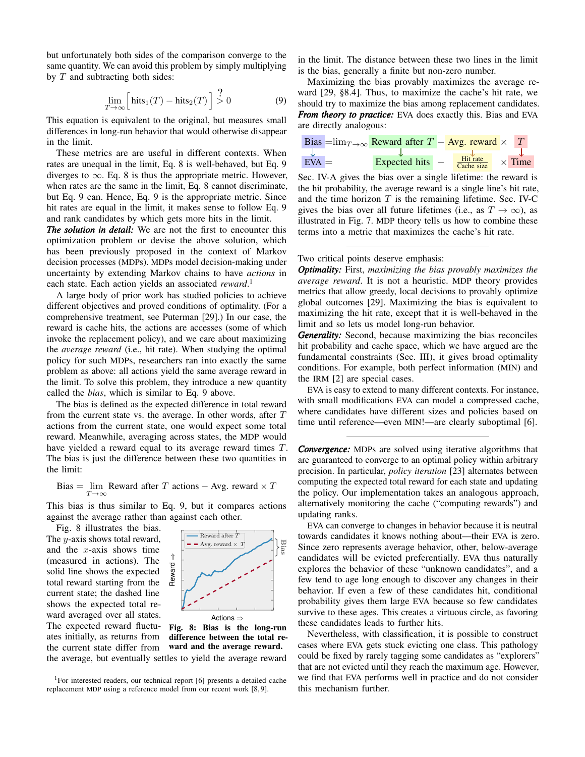but unfortunately both sides of the comparison converge to the same quantity. We can avoid this problem by simply multiplying by $T$ and subtracting both sides:

$$\lim_{T\to\infty} \Big[ \text{hits}_1(T) - \text{hits}_2(T) \Big] \overset{?}{>} 0 \tag{9}$$

This equation is equivalent to the original, but measures small differences in long-run behavior that would otherwise disappear in the limit.

These metrics are are useful in different contexts. When rates are unequal in the limit, Eq. 8 is well-behaved, but Eq. 9 diverges to $\infty$. Eq. 8 is thus the appropriate metric. However, when rates are the same in the limit, Eq. 8 cannot discriminate, but Eq. 9 can. Hence, Eq. 9 is the appropriate metric. Since hit rates are equal in the limit, it makes sense to follow Eq. 9 and rank candidates by which gets more hits in the limit.

***The solution in detail:*** We are not the first to encounter this optimization problem or devise the above solution, which has been previously proposed in the context of Markov decision processes (MDPs). MDPs model decision-making under uncertainty by extending Markov chains to have *actions* in each state. Each action yields an associated *reward*.[1]

A large body of prior work has studied policies to achieve different objectives and proved conditions of optimality. (For a comprehensive treatment, see Puterman [29].) In our case, the reward is cache hits, the actions are accesses (some of which invoke the replacement policy), and we care about maximizing the *average reward* (i.e., hit rate). When studying the optimal policy for such MDPs, researchers ran into exactly the same problem as above: all actions yield the same average reward in the limit. To solve this problem, they introduce a new quantity called the *bias*, which is similar to Eq. 9 above.

The bias is defined as the expected difference in total reward from the current state vs. the average. In other words, after $T$ actions from the current state, one would expect some total reward. Meanwhile, averaging across states, the MDP would have yielded a reward equal to its average reward times $T$. The bias is just the difference between these two quantities in the limit:

$$\text{Bias} = \lim_{T\to\infty} \text{Reward after } T \text{ actions} - \text{Avg. reward} \times T$$

This bias is thus similar to Eq. 9, but it compares actions against the average rather than against each other.

Fig. 8 illustrates the bias. The $y$-axis shows total reward, and the $x$-axis shows time (measured in actions). The solid line shows the expected total reward starting from the current state; the dashed line shows the expected total reward averaged over all states. The expected reward fluctuates initially, as returns from the current state differ from the average, but eventually settles to yield the average reward in the limit. The distance between these two lines in the limit is the bias, generally a finite but non-zero number.

**Fig. 8: Bias is the long-run difference between the total reward and the average reward.**

Maximizing the bias provably maximizes the average reward [29, §8.4]. Thus, to maximize the cache's hit rate, we should try to maximize the bias among replacement candidates.

***From theory to practice:*** EVA does exactly this. Bias and EVA are directly analogous:

$$\text{Bias} = \lim_{T\to\infty} \text{Reward after } T - \text{Avg. reward} \times T$$
$$\text{EVA} = \text{Expected hits} - \frac{\text{Hit rate}}{\text{Cache size}} \times \text{Time}$$

Sec. IV-A gives the bias over a single lifetime: the reward is the hit probability, the average reward is a single line's hit rate, and the time horizon $T$ is the remaining lifetime. Sec. IV-C gives the bias over all future lifetimes (i.e., as $T \to \infty$), as illustrated in Fig. 7. MDP theory tells us how to combine these terms into a metric that maximizes the cache's hit rate.

---

Two critical points deserve emphasis:

***Optimality:*** First, *maximizing the bias provably maximizes the average reward*. It is not a heuristic. MDP theory provides metrics that allow greedy, local decisions to provably optimize global outcomes [29]. Maximizing the bias is equivalent to maximizing the hit rate, except that it is well-behaved in the limit and so lets us model long-run behavior.

***Generality:*** Second, because maximizing the bias reconciles hit probability and cache space, which we have argued are the fundamental constraints (Sec. III), it gives broad optimality conditions. For example, both perfect information (MIN) and the IRM [2] are special cases.

EVA is easy to extend to many different contexts. For instance, with small modifications EVA can model a compressed cache, where candidates have different sizes and policies based on time until reference—even MIN!—are clearly suboptimal [6].

---

***Convergence:*** MDPs are solved using iterative algorithms that are guaranteed to converge to an optimal policy within arbitrary precision. In particular, *policy iteration* [23] alternates between computing the expected total reward for each state and updating the policy. Our implementation takes an analogous approach, alternatively monitoring the cache ("computing rewards") and updating ranks.

EVA can converge to changes in behavior because it is neutral towards candidates it knows nothing about—their EVA is zero. Since zero represents average behavior, other, below-average candidates will be evicted preferentially. EVA thus naturally explores the behavior of these "unknown candidates", and a few tend to age long enough to discover any changes in their behavior. If even a few of these candidates hit, conditional probability gives them large EVA because so few candidates survive to these ages. This creates a virtuous circle, as favoring these candidates leads to further hits.

Nevertheless, with classification, it is possible to construct cases where EVA gets stuck evicting one class. This pathology could be fixed by rarely tagging some candidates as "explorers" that are not evicted until they reach the maximum age. However, we find that EVA performs well in practice and do not consider this mechanism further.

[1] For interested readers, our technical report [6] presents a detailed cache replacement MDP using a reference model from our recent work [8, 9].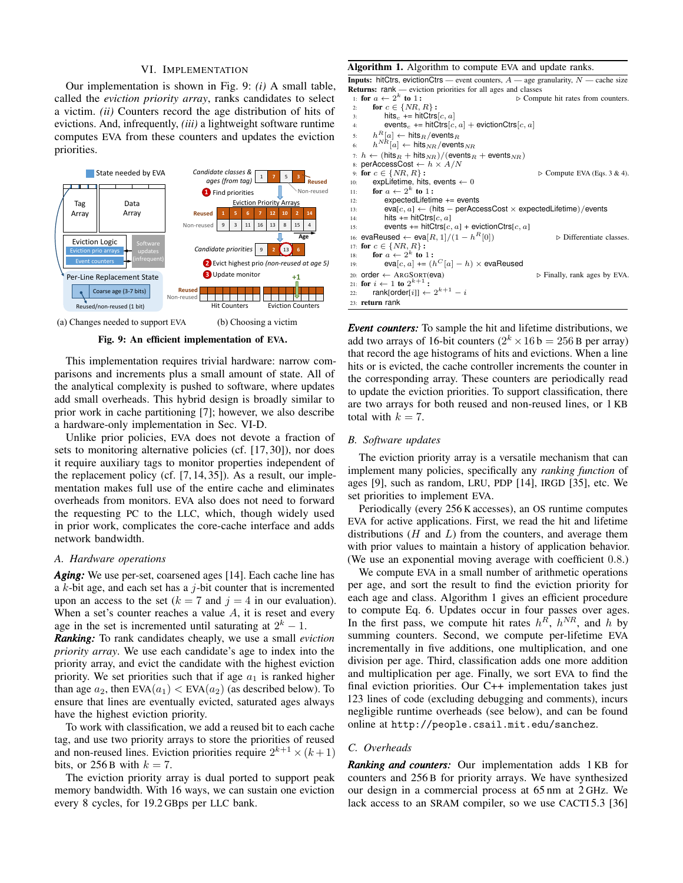## VI. IMPLEMENTATION

Our implementation is shown in Fig. 9: *(i)* A small table, called the *eviction priority array*, ranks candidates to select a victim. *(ii)* Counters record the age distribution of hits of evictions. And, infrequently, *(iii)* a lightweight software runtime computes EVA from these counters and updates the eviction priorities.

(a) Changes needed to support EVA (b) Choosing a victim

**Fig. 9: An efficient implementation of EVA.**

This implementation requires trivial hardware: narrow comparisons and increments plus a small amount of state. All of the analytical complexity is pushed to software, where updates add small overheads. This hybrid design is broadly similar to prior work in cache partitioning [7]; however, we also describe a hardware-only implementation in Sec. VI-D.

Unlike prior policies, EVA does not devote a fraction of sets to monitoring alternative policies (cf. [17,30]), nor does it require auxiliary tags to monitor properties independent of the replacement policy (cf. [7,14,35]). As a result, our implementation makes full use of the entire cache and eliminates overheads from monitors. EVA also does not need to forward the requesting PC to the LLC, which, though widely used in prior work, complicates the core-cache interface and adds network bandwidth.

### A. Hardware operations

***Aging:*** We use per-set, coarsened ages [14]. Each cache line has a $k$-bit age, and each set has a $j$-bit counter that is incremented upon an access to the set ($k = 7$ and $j = 4$ in our evaluation). When a set's counter reaches a value $A$, it is reset and every age in the set is incremented until saturating at $2^k - 1$.

***Ranking:*** To rank candidates cheaply, we use a small *eviction priority array*. We use each candidate's age to index into the priority array, and evict the candidate with the highest eviction priority. We set priorities such that if age $a_1$ is ranked higher than age $a_2$, then $\text{EVA}(a_1) < \text{EVA}(a_2)$ (as described below). To ensure that lines are eventually evicted, saturated ages always have the highest eviction priority.

To work with classification, we add a reused bit to each cache tag, and use two priority arrays to store the priorities of reused and non-reused lines. Eviction priorities require $2^{k+1} \times (k+1)$ bits, or 256 B with $k = 7$.

The eviction priority array is dual ported to support peak memory bandwidth. With 16 ways, we can sustain one eviction every 8 cycles, for 19.2 GBps per LLC bank.

**Algorithm 1.** Algorithm to compute EVA and update ranks.

**Inputs:** hitCtrs, evictionCtrs — event counters, $A$ — age granularity, $N$ — cache size
**Returns:** rank — eviction priorities for all ages and classes

```
1:  for a ← 2^k to 1 :                              ▷ Compute hit rates from counters.
2:      for c ∈ {NR, R} :
3:          hits_c += hitCtrs[c, a]
4:          events_c += hitCtrs[c, a] + evictionCtrs[c, a]
5:      h^R[a] ← hits_R / events_R
6:      h^NR[a] ← hits_NR / events_NR
7:  h ← (hits_R + hits_NR)/(events_R + events_NR)
8:  perAccessCost ← h × A/N
9:  for c ∈ {NR, R} :                               ▷ Compute EVA (Eqs. 3 & 4).
10:     expLifetime, hits, events ← 0
11:     for a ← 2^k to 1 :
12:         expectedLifetime += events
13:         eva[c, a] ← (hits − perAccessCost × expectedLifetime)/events
14:         hits += hitCtrs[c, a]
15:         events += hitCtrs[c, a] + evictionCtrs[c, a]
16: evaReused ← eva[R, 1]/(1 − h^R[0])              ▷ Differentiate classes.
17: for c ∈ {NR, R} :
18:     for a ← 2^k to 1 :
19:         eva[c, a] += (h^C[a] − h) × evaReused
20: order ← ArgSort(eva)                            ▷ Finally, rank ages by EVA.
21: for i ← 1 to 2^(k+1) :
22:     rank[order[i]] ← 2^(k+1) − i
23: return rank
```

***Event counters:*** To sample the hit and lifetime distributions, we add two arrays of 16-bit counters ($2^k \times 16\,\text{b} = 256\,\text{B}$ per array) that record the age histograms of hits and evictions. When a line hits or is evicted, the cache controller increments the counter in the corresponding array. These counters are periodically read to update the eviction priorities. To support classification, there are two arrays for both reused and non-reused lines, or 1 KB total with $k = 7$.

### B. Software updates

The eviction priority array is a versatile mechanism that can implement many policies, specifically any *ranking function* of ages [9], such as random, LRU, PDP [14], IRGD [35], etc. We set priorities to implement EVA.

Periodically (every 256 K accesses), an OS runtime computes EVA for active applications. First, we read the hit and lifetime distributions ($H$ and $L$) from the counters, and average them with prior values to maintain a history of application behavior. (We use an exponential moving average with coefficient 0.8.)

We compute EVA in a small number of arithmetic operations per age, and sort the result to find the eviction priority for each age and class. Algorithm 1 gives an efficient procedure to compute Eq. 6. Updates occur in four passes over ages. In the first pass, we compute hit rates $h^R$, $h^{NR}$, and $h$ by summing counters. Second, we compute per-lifetime EVA incrementally in five additions, one multiplication, and one division per age. Third, classification adds one more addition and multiplication per age. Finally, we sort EVA to find the final eviction priorities. Our C++ implementation takes just 123 lines of code (excluding debugging and comments), incurs negligible runtime overheads (see below), and can be found online at `http://people.csail.mit.edu/sanchez`.

### C. Overheads

***Ranking and counters:*** Our implementation adds 1 KB for counters and 256 B for priority arrays. We have synthesized our design in a commercial process at 65 nm at 2 GHz. We lack access to an SRAM compiler, so we use CACTI 5.3 [36]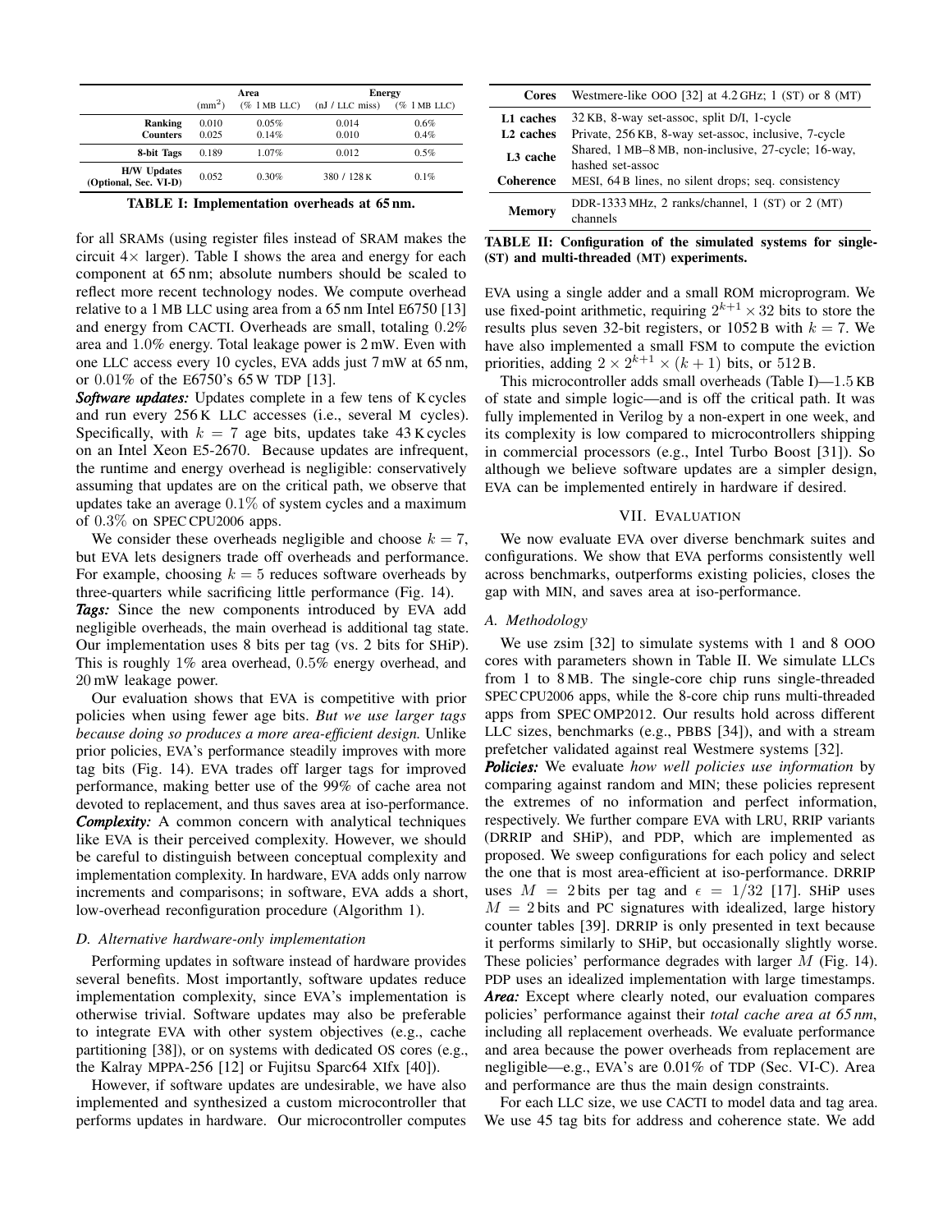| | Area | | Energy | |
|---|---|---|---|---|
| | (mm$^2$) | (% 1 MB LLC) | (nJ / LLC miss) | (% 1 MB LLC) |
| **Ranking** | 0.010 | 0.05% | 0.014 | 0.6% |
| **Counters** | 0.025 | 0.14% | 0.010 | 0.4% |
| **8-bit Tags** | 0.189 | 1.07% | 0.012 | 0.5% |
| **H/W Updates (Optional, Sec. VI-D)** | 0.052 | 0.30% | 380 / 128 K | 0.1% |

**TABLE I: Implementation overheads at 65 nm.**

for all SRAMs (using register files instead of SRAM makes the circuit 4× larger). Table I shows the area and energy for each component at 65 nm; absolute numbers should be scaled to reflect more recent technology nodes. We compute overhead relative to a 1 MB LLC using area from a 65 nm Intel E6750 [13] and energy from CACTI. Overheads are small, totaling 0.2% area and 1.0% energy. Total leakage power is 2 mW. Even with one LLC access every 10 cycles, EVA adds just 7 mW at 65 nm, or 0.01% of the E6750's 65 W TDP [13].

***Software updates:*** Updates complete in a few tens of K cycles and run every 256 K LLC accesses (i.e., several M cycles). Specifically, with $k = 7$ age bits, updates take 43 K cycles on an Intel Xeon E5-2670. Because updates are infrequent, the runtime and energy overhead is negligible: conservatively assuming that updates are on the critical path, we observe that updates take an average 0.1% of system cycles and a maximum of 0.3% on SPEC CPU2006 apps.

We consider these overheads negligible and choose $k = 7$, but EVA lets designers trade off overheads and performance. For example, choosing $k = 5$ reduces software overheads by three-quarters while sacrificing little performance (Fig. 14).

***Tags:*** Since the new components introduced by EVA add negligible overheads, the main overhead is additional tag state. Our implementation uses 8 bits per tag (vs. 2 bits for SHiP). This is roughly 1% area overhead, 0.5% energy overhead, and 20 mW leakage power.

Our evaluation shows that EVA is competitive with prior policies when using fewer age bits. *But we use larger tags because doing so produces a more area-efficient design.* Unlike prior policies, EVA's performance steadily improves with more tag bits (Fig. 14). EVA trades off larger tags for improved performance, making better use of the 99% of cache area not devoted to replacement, and thus saves area at iso-performance.

***Complexity:*** A common concern with analytical techniques like EVA is their perceived complexity. However, we should be careful to distinguish between conceptual complexity and implementation complexity. In hardware, EVA adds only narrow increments and comparisons; in software, EVA adds a short, low-overhead reconfiguration procedure (Algorithm 1).

### D. Alternative hardware-only implementation

Performing updates in software instead of hardware provides several benefits. Most importantly, software updates reduce implementation complexity, since EVA's implementation is otherwise trivial. Software updates may also be preferable to integrate EVA with other system objectives (e.g., cache partitioning [38]), or on systems with dedicated OS cores (e.g., the Kalray MPPA-256 [12] or Fujitsu Sparc64 XIfx [40]).

However, if software updates are undesirable, we have also implemented and synthesized a custom microcontroller that performs updates in hardware. Our microcontroller computes EVA using a single adder and a small ROM microprogram. We use fixed-point arithmetic, requiring $2^{k+1} \times 32$ bits to store the results plus seven 32-bit registers, or 1052 B with $k = 7$. We have also implemented a small FSM to compute the eviction priorities, adding $2 \times 2^{k+1} \times (k + 1)$ bits, or 512 B.

This microcontroller adds small overheads (Table I)—1.5 KB of state and simple logic—and is off the critical path. It was fully implemented in Verilog by a non-expert in one week, and its complexity is low compared to microcontrollers shipping in commercial processors (e.g., Intel Turbo Boost [31]). So although we believe software updates are a simpler design, EVA can be implemented entirely in hardware if desired.

| | |
|---|---|
| **Cores** | Westmere-like OOO [32] at 4.2 GHz; 1 (ST) or 8 (MT) |
| **L1 caches** | 32 KB, 8-way set-assoc, split D/I, 1-cycle |
| **L2 caches** | Private, 256 KB, 8-way set-assoc, inclusive, 7-cycle |
| **L3 cache** | Shared, 1 MB–8 MB, non-inclusive, 27-cycle; 16-way, hashed set-assoc |
| **Coherence** | MESI, 64 B lines, no silent drops; seq. consistency |
| **Memory** | DDR-1333 MHz, 2 ranks/channel, 1 (ST) or 2 (MT) channels |

**TABLE II: Configuration of the simulated systems for single- (ST) and multi-threaded (MT) experiments.**

## VII. Evaluation

We now evaluate EVA over diverse benchmark suites and configurations. We show that EVA performs consistently well across benchmarks, outperforms existing policies, closes the gap with MIN, and saves area at iso-performance.

### A. Methodology

We use zsim [32] to simulate systems with 1 and 8 OOO cores with parameters shown in Table II. We simulate LLCs from 1 to 8 MB. The single-core chip runs single-threaded SPEC CPU2006 apps, while the 8-core chip runs multi-threaded apps from SPEC OMP2012. Our results hold across different LLC sizes, benchmarks (e.g., PBBS [34]), and with a stream prefetcher validated against real Westmere systems [32].

***Policies:*** We evaluate *how well policies use information* by comparing against random and MIN; these policies represent the extremes of no information and perfect information, respectively. We further compare EVA with LRU, RRIP variants (DRRIP and SHiP), and PDP, which are implemented as proposed. We sweep configurations for each policy and select the one that is most area-efficient at iso-performance. DRRIP uses $M = 2$ bits per tag and $\epsilon = 1/32$ [17]. SHiP uses $M = 2$ bits and PC signatures with idealized, large history counter tables [39]. DRRIP is only presented in text because it performs similarly to SHiP, but occasionally slightly worse. These policies' performance degrades with larger $M$ (Fig. 14). PDP uses an idealized implementation with large timestamps.

***Area:*** Except where clearly noted, our evaluation compares policies' performance against their *total cache area at 65 nm*, including all replacement overheads. We evaluate performance and area because the power overheads from replacement are negligible—e.g., EVA's are 0.01% of TDP (Sec. VI-C). Area and performance are thus the main design constraints.

For each LLC size, we use CACTI to model data and tag area. We use 45 tag bits for address and coherence state. We add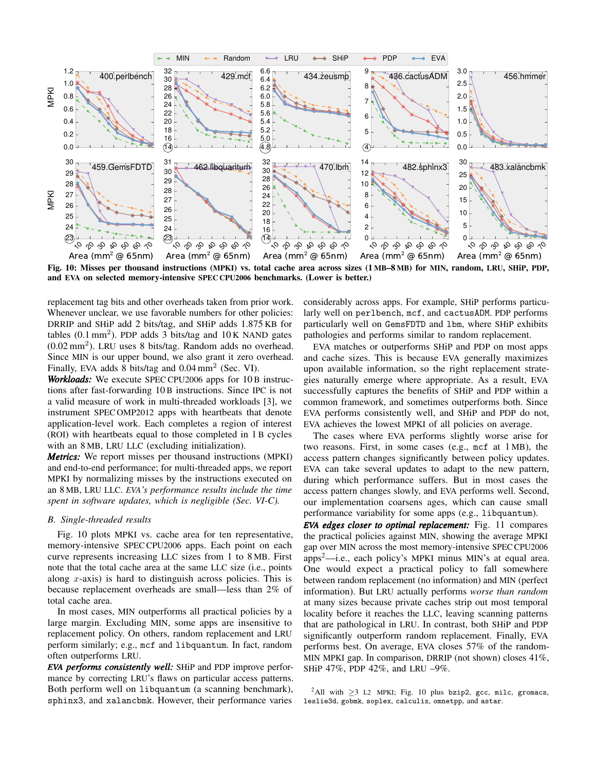Fig. 10: Misses per thousand instructions (MPKI) vs. total cache area across sizes (1 MB–8 MB) for MIN, random, LRU, SHiP, PDP, and EVA on selected memory-intensive SPEC CPU2006 benchmarks. (Lower is better.)

replacement tag bits and other overheads taken from prior work. Whenever unclear, we use favorable numbers for other policies: DRRIP and SHiP add 2 bits/tag, and SHiP adds 1.875 KB for tables (0.1 mm$^2$). PDP adds 3 bits/tag and 10 K NAND gates (0.02 mm$^2$). LRU uses 8 bits/tag. Random adds no overhead. Since MIN is our upper bound, we also grant it zero overhead. Finally, EVA adds 8 bits/tag and 0.04 mm$^2$ (Sec. VI).

***Workloads:*** We execute SPEC CPU2006 apps for 10 B instructions after fast-forwarding 10 B instructions. Since IPC is not a valid measure of work in multi-threaded workloads [3], we instrument SPEC OMP2012 apps with heartbeats that denote application-level work. Each completes a region of interest (ROI) with heartbeats equal to those completed in 1 B cycles with an 8 MB, LRU LLC (excluding initialization).

***Metrics:*** We report misses per thousand instructions (MPKI) and end-to-end performance; for multi-threaded apps, we report MPKI by normalizing misses by the instructions executed on an 8 MB, LRU LLC. *EVA's performance results include the time spent in software updates, which is negligible (Sec. VI-C).*

### B. Single-threaded results

Fig. 10 plots MPKI vs. cache area for ten representative, memory-intensive SPEC CPU2006 apps. Each point on each curve represents increasing LLC sizes from 1 to 8 MB. First note that the total cache area at the same LLC size (i.e., points along $x$-axis) is hard to distinguish across policies. This is because replacement overheads are small—less than 2% of total cache area.

In most cases, MIN outperforms all practical policies by a large margin. Excluding MIN, some apps are insensitive to replacement policy. On others, random replacement and LRU perform similarly; e.g., mcf and libquantum. In fact, random often outperforms LRU.

***EVA performs consistently well:*** SHiP and PDP improve performance by correcting LRU's flaws on particular access patterns. Both perform well on libquantum (a scanning benchmark), sphinx3, and xalancbmk. However, their performance varies considerably across apps. For example, SHiP performs particularly well on perlbench, mcf, and cactusADM. PDP performs particularly well on GemsFDTD and lbm, where SHiP exhibits pathologies and performs similar to random replacement.

EVA matches or outperforms SHiP and PDP on most apps and cache sizes. This is because EVA generally maximizes upon available information, so the right replacement strategies naturally emerge where appropriate. As a result, EVA successfully captures the benefits of SHiP and PDP within a common framework, and sometimes outperforms both. Since EVA performs consistently well, and SHiP and PDP do not, EVA achieves the lowest MPKI of all policies on average.

The cases where EVA performs slightly worse arise for two reasons. First, in some cases (e.g., mcf at 1 MB), the access pattern changes significantly between policy updates. EVA can take several updates to adapt to the new pattern, during which performance suffers. But in most cases the access pattern changes slowly, and EVA performs well. Second, our implementation coarsens ages, which can cause small performance variability for some apps (e.g., libquantum).

***EVA edges closer to optimal replacement:*** Fig. 11 compares the practical policies against MIN, showing the average MPKI gap over MIN across the most memory-intensive SPEC CPU2006 apps[2]—i.e., each policy's MPKI minus MIN's at equal area. One would expect a practical policy to fall somewhere between random replacement (no information) and MIN (perfect information). But LRU actually performs *worse than random* at many sizes because private caches strip out most temporal locality before it reaches the LLC, leaving scanning patterns that are pathological in LRU. In contrast, both SHiP and PDP significantly outperform random replacement. Finally, EVA performs best. On average, EVA closes 57% of the random-MIN MPKI gap. In comparison, DRRIP (not shown) closes 41%, SHiP 47%, PDP 42%, and LRU –9%.

[2] All with $\geq$3 L2 MPKI; Fig. 10 plus bzip2, gcc, milc, gromacs, leslie3d, gobmk, soplex, calculix, omnetpp, and astar.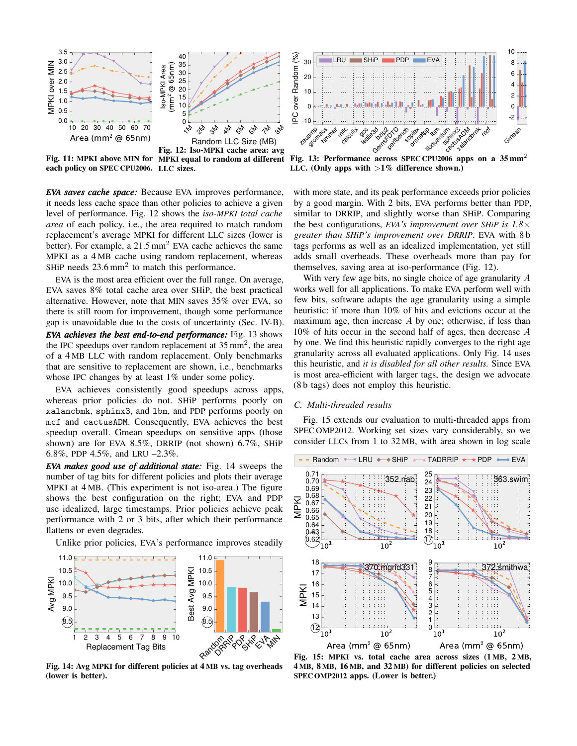Fig. 11: MPKI above MIN for each policy on SPEC CPU2006.

Fig. 12: Iso-MPKI cache area: avg MPKI equal to random at different LLC sizes.

Fig. 13: Performance across SPEC CPU2006 apps on a 35 mm$^2$ LLC. (Only apps with >1% difference shown.)

***EVA saves cache space:*** Because EVA improves performance, it needs less cache space than other policies to achieve a given level of performance. Fig. 12 shows the *iso-MPKI total cache area* of each policy, i.e., the area required to match random replacement's average MPKI for different LLC sizes (lower is better). For example, a 21.5 mm$^2$ EVA cache achieves the same MPKI as a 4 MB cache using random replacement, whereas SHiP needs 23.6 mm$^2$ to match this performance.

EVA is the most area efficient over the full range. On average, EVA saves 8% total cache area over SHiP, the best practical alternative. However, note that MIN saves 35% over EVA, so there is still room for improvement, though some performance gap is unavoidable due to the costs of uncertainty (Sec. IV-B).

***EVA achieves the best end-to-end performance:*** Fig. 13 shows the IPC speedups over random replacement at 35 mm$^2$, the area of a 4 MB LLC with random replacement. Only benchmarks that are sensitive to replacement are shown, i.e., benchmarks whose IPC changes by at least 1% under some policy.

EVA achieves consistently good speedups across apps, whereas prior policies do not. SHiP performs poorly on `xalancbmk`, `sphinx3`, and `lbm`, and PDP performs poorly on `mcf` and `cactusADM`. Consequently, EVA achieves the best speedup overall. Gmean speedups on sensitive apps (those shown) are for EVA 8.5%, DRRIP (not shown) 6.7%, SHiP 6.8%, PDP 4.5%, and LRU –2.3%.

***EVA makes good use of additional state:*** Fig. 14 sweeps the number of tag bits for different policies and plots their average MPKI at 4 MB. (This experiment is not iso-area.) The figure shows the best configuration on the right; EVA and PDP use idealized, large timestamps. Prior policies achieve peak performance with 2 or 3 bits, after which their performance flattens or even degrades.

Unlike prior policies, EVA's performance improves steadily with more state, and its peak performance exceeds prior policies by a good margin. With 2 bits, EVA performs better than PDP, similar to DRRIP, and slightly worse than SHiP. Comparing the best configurations, *EVA's improvement over SHiP is 1.8× greater than SHiP's improvement over DRRIP*. EVA with 8 b tags performs as well as an idealized implementation, yet still adds small overheads. These overheads more than pay for themselves, saving area at iso-performance (Fig. 12).

With very few age bits, no single choice of age granularity $A$ works well for all applications. To make EVA perform well with few bits, software adapts the age granularity using a simple heuristic: if more than 10% of hits and evictions occur at the maximum age, then increase $A$ by one; otherwise, if less than 10% of hits occur in the second half of ages, then decrease $A$ by one. We find this heuristic rapidly converges to the right age granularity across all evaluated applications. Only Fig. 14 uses this heuristic, and *it is disabled for all other results.* Since EVA is most area-efficient with larger tags, the design we advocate (8 b tags) does not employ this heuristic.

Fig. 14: Avg MPKI for different policies at 4 MB vs. tag overheads (lower is better).

### C. Multi-threaded results

Fig. 15 extends our evaluation to multi-threaded apps from SPEC OMP2012. Working set sizes vary considerably, so we consider LLCs from 1 to 32 MB, with area shown in log scale

Fig. 15: MPKI vs. total cache area across sizes (1 MB, 2 MB, 4 MB, 8 MB, 16 MB, and 32 MB) for different policies on selected SPEC OMP2012 apps. (Lower is better.)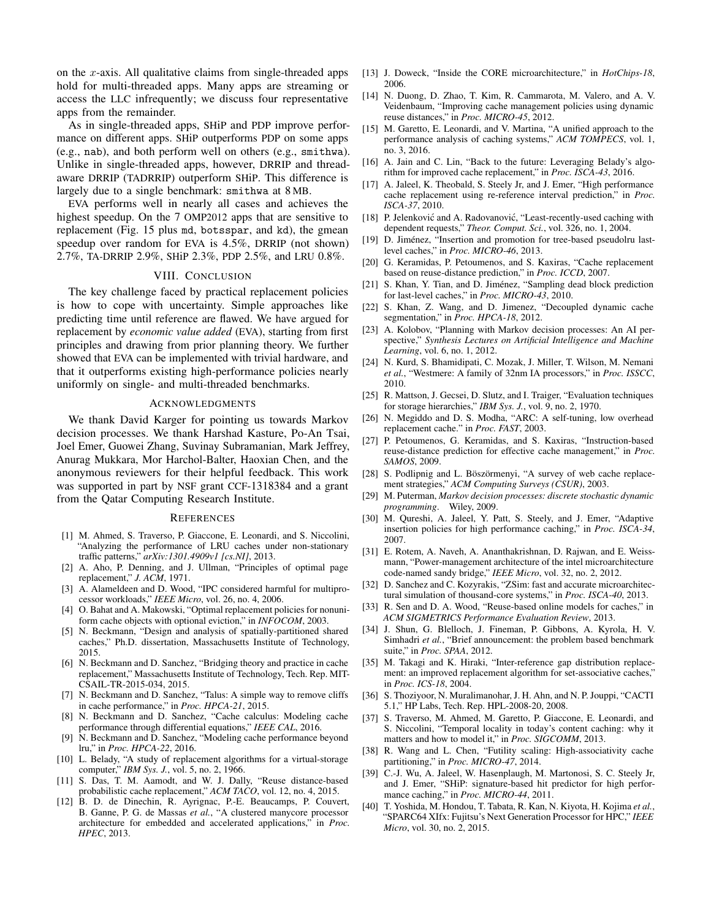on the $x$-axis. All qualitative claims from single-threaded apps hold for multi-threaded apps. Many apps are streaming or access the LLC infrequently; we discuss four representative apps from the remainder.

As in single-threaded apps, SHiP and PDP improve performance on different apps. SHiP outperforms PDP on some apps (e.g., `nab`), and both perform well on others (e.g., `smithwa`). Unlike in single-threaded apps, however, DRRIP and thread-aware DRRIP (TADRRIP) outperform SHiP. This difference is largely due to a single benchmark: `smithwa` at 8 MB.

EVA performs well in nearly all cases and achieves the highest speedup. On the 7 OMP2012 apps that are sensitive to replacement (Fig. 15 plus `md`, `botsspar`, and `kd`), the gmean speedup over random for EVA is 4.5%, DRRIP (not shown) 2.7%, TA-DRRIP 2.9%, SHiP 2.3%, PDP 2.5%, and LRU 0.8%.

## VIII. Conclusion

The key challenge faced by practical replacement policies is how to cope with uncertainty. Simple approaches like predicting time until reference are flawed. We have argued for replacement by *economic value added* (EVA), starting from first principles and drawing from prior planning theory. We further showed that EVA can be implemented with trivial hardware, and that it outperforms existing high-performance policies nearly uniformly on single- and multi-threaded benchmarks.

## Acknowledgments

We thank David Karger for pointing us towards Markov decision processes. We thank Harshad Kasture, Po-An Tsai, Joel Emer, Guowei Zhang, Suvinay Subramanian, Mark Jeffrey, Anurag Mukkara, Mor Harchol-Balter, Haoxian Chen, and the anonymous reviewers for their helpful feedback. This work was supported in part by NSF grant CCF-1318384 and a grant from the Qatar Computing Research Institute.

## References

[1] M. Ahmed, S. Traverso, P. Giaccone, E. Leonardi, and S. Niccolini, "Analyzing the performance of LRU caches under non-stationary traffic patterns," *arXiv:1301.4909v1 [cs.NI]*, 2013.

[2] A. Aho, P. Denning, and J. Ullman, "Principles of optimal page replacement," *J. ACM*, 1971.

[3] A. Alameldeen and D. Wood, "IPC considered harmful for multiprocessor workloads," *IEEE Micro*, vol. 26, no. 4, 2006.

[4] O. Bahat and A. Makowski, "Optimal replacement policies for nonuniform cache objects with optional eviction," in *INFOCOM*, 2003.

[5] N. Beckmann, "Design and analysis of spatially-partitioned shared caches," Ph.D. dissertation, Massachusetts Institute of Technology, 2015.

[6] N. Beckmann and D. Sanchez, "Bridging theory and practice in cache replacement," Massachusetts Institute of Technology, Tech. Rep. MIT-CSAIL-TR-2015-034, 2015.

[7] N. Beckmann and D. Sanchez, "Talus: A simple way to remove cliffs in cache performance," in *Proc. HPCA-21*, 2015.

[8] N. Beckmann and D. Sanchez, "Cache calculus: Modeling cache performance through differential equations," *IEEE CAL*, 2016.

[9] N. Beckmann and D. Sanchez, "Modeling cache performance beyond lru," in *Proc. HPCA-22*, 2016.

[10] L. Belady, "A study of replacement algorithms for a virtual-storage computer," *IBM Sys. J.*, vol. 5, no. 2, 1966.

[11] S. Das, T. M. Aamodt, and W. J. Dally, "Reuse distance-based probabilistic cache replacement," *ACM TACO*, vol. 12, no. 4, 2015.

[12] B. D. de Dinechin, R. Ayrignac, P.-E. Beaucamps, P. Couvert, B. Ganne, P. G. de Massas *et al.*, "A clustered manycore processor architecture for embedded and accelerated applications," in *Proc. HPEC*, 2013.

[13] J. Doweck, "Inside the CORE microarchitecture," in *HotChips-18*, 2006.

[14] N. Duong, D. Zhao, T. Kim, R. Cammarota, M. Valero, and A. V. Veidenbaum, "Improving cache management policies using dynamic reuse distances," in *Proc. MICRO-45*, 2012.

[15] M. Garetto, E. Leonardi, and V. Martina, "A unified approach to the performance analysis of caching systems," *ACM TOMPECS*, vol. 1, no. 3, 2016.

[16] A. Jain and C. Lin, "Back to the future: Leveraging Belady's algorithm for improved cache replacement," in *Proc. ISCA-43*, 2016.

[17] A. Jaleel, K. Theobald, S. Steely Jr, and J. Emer, "High performance cache replacement using re-reference interval prediction," in *Proc. ISCA-37*, 2010.

[18] P. Jelenković and A. Radovanović, "Least-recently-used caching with dependent requests," *Theor. Comput. Sci.*, vol. 326, no. 1, 2004.

[19] D. Jiménez, "Insertion and promotion for tree-based pseudolru last-level caches," in *Proc. MICRO-46*, 2013.

[20] G. Keramidas, P. Petoumenos, and S. Kaxiras, "Cache replacement based on reuse-distance prediction," in *Proc. ICCD*, 2007.

[21] S. Khan, Y. Tian, and D. Jiménez, "Sampling dead block prediction for last-level caches," in *Proc. MICRO-43*, 2010.

[22] S. Khan, Z. Wang, and D. Jimenez, "Decoupled dynamic cache segmentation," in *Proc. HPCA-18*, 2012.

[23] A. Kolobov, "Planning with Markov decision processes: An AI perspective," *Synthesis Lectures on Artificial Intelligence and Machine Learning*, vol. 6, no. 1, 2012.

[24] N. Kurd, S. Bhamidipati, C. Mozak, J. Miller, T. Wilson, M. Nemani *et al.*, "Westmere: A family of 32nm IA processors," in *Proc. ISSCC*, 2010.

[25] R. Mattson, J. Gecsei, D. Slutz, and I. Traiger, "Evaluation techniques for storage hierarchies," *IBM Sys. J.*, vol. 9, no. 2, 1970.

[26] N. Megiddo and D. S. Modha, "ARC: A self-tuning, low overhead replacement cache." in *Proc. FAST*, 2003.

[27] P. Petoumenos, G. Keramidas, and S. Kaxiras, "Instruction-based reuse-distance prediction for effective cache management," in *Proc. SAMOS*, 2009.

[28] S. Podlipnig and L. Böszörmenyi, "A survey of web cache replacement strategies," *ACM Computing Surveys (CSUR)*, 2003.

[29] M. Puterman, *Markov decision processes: discrete stochastic dynamic programming*. Wiley, 2009.

[30] M. Qureshi, A. Jaleel, Y. Patt, S. Steely, and J. Emer, "Adaptive insertion policies for high performance caching," in *Proc. ISCA-34*, 2007.

[31] E. Rotem, A. Naveh, A. Ananthakrishnan, D. Rajwan, and E. Weissmann, "Power-management architecture of the intel microarchitecture code-named sandy bridge," *IEEE Micro*, vol. 32, no. 2, 2012.

[32] D. Sanchez and C. Kozyrakis, "ZSim: fast and accurate microarchitectural simulation of thousand-core systems," in *Proc. ISCA-40*, 2013.

[33] R. Sen and D. A. Wood, "Reuse-based online models for caches," in *ACM SIGMETRICS Performance Evaluation Review*, 2013.

[34] J. Shun, G. Blelloch, J. Fineman, P. Gibbons, A. Kyrola, H. V. Simhadri *et al.*, "Brief announcement: the problem based benchmark suite," in *Proc. SPAA*, 2012.

[35] M. Takagi and K. Hiraki, "Inter-reference gap distribution replacement: an improved replacement algorithm for set-associative caches," in *Proc. ICS-18*, 2004.

[36] S. Thoziyoor, N. Muralimanohar, J. H. Ahn, and N. P. Jouppi, "CACTI 5.1," HP Labs, Tech. Rep. HPL-2008-20, 2008.

[37] S. Traverso, M. Ahmed, M. Garetto, P. Giaccone, E. Leonardi, and S. Niccolini, "Temporal locality in today's content caching: why it matters and how to model it," in *Proc. SIGCOMM*, 2013.

[38] R. Wang and L. Chen, "Futility scaling: High-associativity cache partitioning," in *Proc. MICRO-47*, 2014.

[39] C.-J. Wu, A. Jaleel, W. Hasenplaugh, M. Martonosi, S. C. Steely Jr, and J. Emer, "SHiP: signature-based hit predictor for high performance caching," in *Proc. MICRO-44*, 2011.

[40] T. Yoshida, M. Hondou, T. Tabata, R. Kan, N. Kiyota, H. Kojima *et al.*, "SPARC64 XIfx: Fujitsu's Next Generation Processor for HPC," *IEEE Micro*, vol. 30, no. 2, 2015.